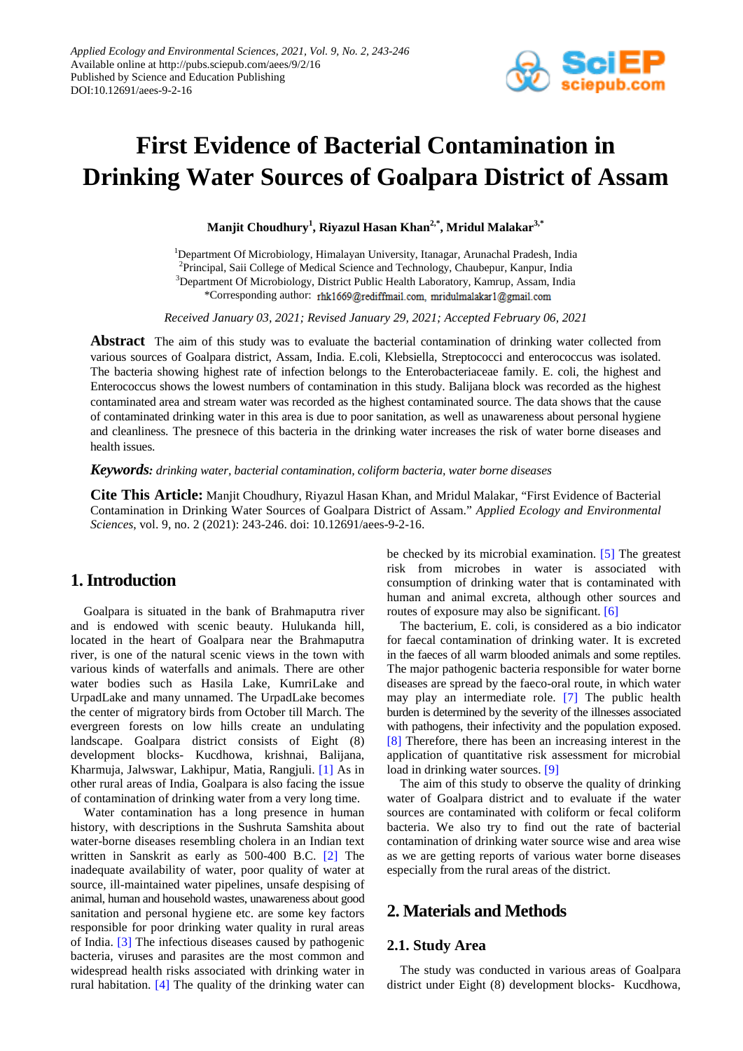# First Evidence of Bacterial Contamination in Drinking Water Sources of Goalpara District of Assam

**Manjit Choudhury[1], Riyazul Hasan Khan[2,*], Mridul Malakar[3,*]**

[1]Department Of Microbiology, Himalayan University, Itanagar, Arunachal Pradesh, India
[2]Principal, Saii College of Medical Science and Technology, Chaubepur, Kanpur, India
[3]Department Of Microbiology, District Public Health Laboratory, Kamrup, Assam, India
*Corresponding author: rhk1669@rediffmail.com, mridulmalakar1@gmail.com

*Received January 03, 2021; Revised January 29, 2021; Accepted February 06, 2021*

**Abstract** The aim of this study was to evaluate the bacterial contamination of drinking water collected from various sources of Goalpara district, Assam, India. E.coli, Klebsiella, Streptococci and enterococcus was isolated. The bacteria showing highest rate of infection belongs to the Enterobacteriaceae family. E. coli, the highest and Enterococcus shows the lowest numbers of contamination in this study. Balijana block was recorded as the highest contaminated area and stream water was recorded as the highest contaminated source. The data shows that the cause of contaminated drinking water in this area is due to poor sanitation, as well as unawareness about personal hygiene and cleanliness. The presnece of this bacteria in the drinking water increases the risk of water borne diseases and health issues.

***Keywords:*** *drinking water, bacterial contamination, coliform bacteria, water borne diseases*

**Cite This Article:** Manjit Choudhury, Riyazul Hasan Khan, and Mridul Malakar, "First Evidence of Bacterial Contamination in Drinking Water Sources of Goalpara District of Assam." *Applied Ecology and Environmental Sciences*, vol. 9, no. 2 (2021): 243-246. doi: 10.12691/aees-9-2-16.

## 1. Introduction

Goalpara is situated in the bank of Brahmaputra river and is endowed with scenic beauty. Hulukanda hill, located in the heart of Goalpara near the Brahmaputra river, is one of the natural scenic views in the town with various kinds of waterfalls and animals. There are other water bodies such as Hasila Lake, KumriLake and UrpadLake and many unnamed. The UrpadLake becomes the center of migratory birds from October till March. The evergreen forests on low hills create an undulating landscape. Goalpara district consists of Eight (8) development blocks- Kucdhowa, krishnai, Balijana, Kharmuja, Jalwswar, Lakhipur, Matia, Rangjuli. [1] As in other rural areas of India, Goalpara is also facing the issue of contamination of drinking water from a very long time.

Water contamination has a long presence in human history, with descriptions in the Sushruta Samshita about water-borne diseases resembling cholera in an Indian text written in Sanskrit as early as 500-400 B.C. [2] The inadequate availability of water, poor quality of water at source, ill-maintained water pipelines, unsafe despising of animal, human and household wastes, unawareness about good sanitation and personal hygiene etc. are some key factors responsible for poor drinking water quality in rural areas of India. [3] The infectious diseases caused by pathogenic bacteria, viruses and parasites are the most common and widespread health risks associated with drinking water in rural habitation. [4] The quality of the drinking water can be checked by its microbial examination. [5] The greatest risk from microbes in water is associated with consumption of drinking water that is contaminated with human and animal excreta, although other sources and routes of exposure may also be significant. [6]

The bacterium, E. coli, is considered as a bio indicator for faecal contamination of drinking water. It is excreted in the faeces of all warm blooded animals and some reptiles. The major pathogenic bacteria responsible for water borne diseases are spread by the faeco-oral route, in which water may play an intermediate role. [7] The public health burden is determined by the severity of the illnesses associated with pathogens, their infectivity and the population exposed. [8] Therefore, there has been an increasing interest in the application of quantitative risk assessment for microbial load in drinking water sources. [9]

The aim of this study to observe the quality of drinking water of Goalpara district and to evaluate if the water sources are contaminated with coliform or fecal coliform bacteria. We also try to find out the rate of bacterial contamination of drinking water source wise and area wise as we are getting reports of various water borne diseases especially from the rural areas of the district.

## 2. Materials and Methods

### 2.1. Study Area

The study was conducted in various areas of Goalpara district under Eight (8) development blocks- Kucdhowa,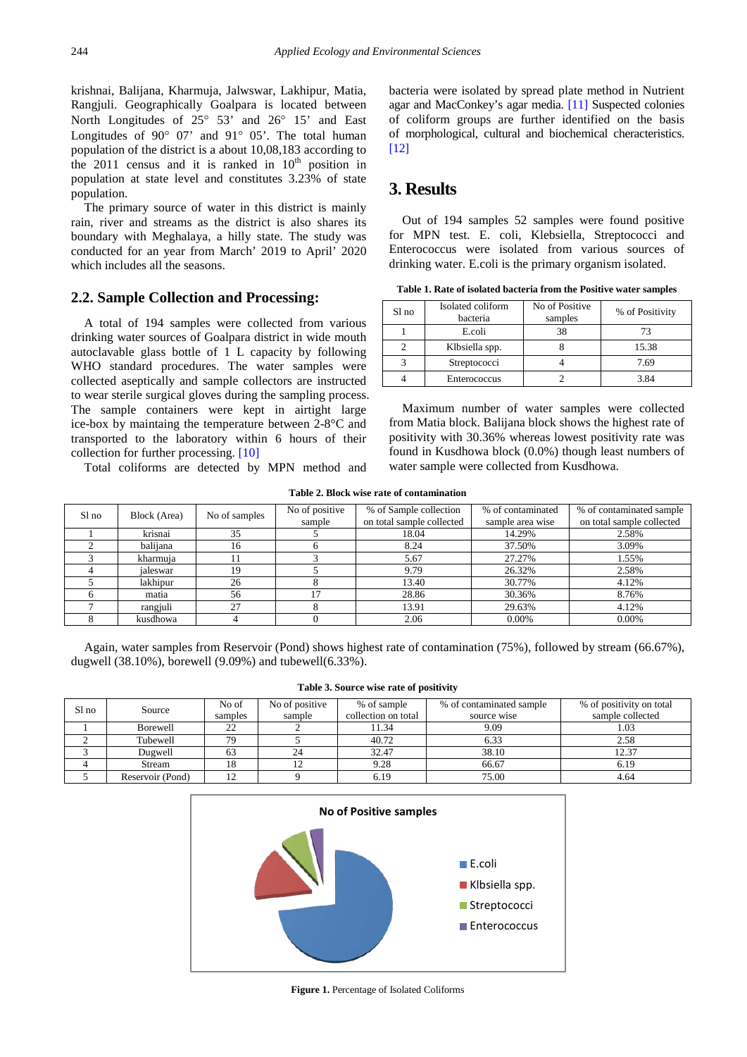krishnai, Balijana, Kharmuja, Jalwswar, Lakhipur, Matia, Rangjuli. Geographically Goalpara is located between North Longitudes of 25° 53' and 26° 15' and East Longitudes of 90° 07' and 91° 05'. The total human population of the district is a about 10,08,183 according to the 2011 census and it is ranked in 10th position in population at state level and constitutes 3.23% of state population.

The primary source of water in this district is mainly rain, river and streams as the district is also shares its boundary with Meghalaya, a hilly state. The study was conducted for an year from March' 2019 to April' 2020 which includes all the seasons.

## 2.2. Sample Collection and Processing:

A total of 194 samples were collected from various drinking water sources of Goalpara district in wide mouth autoclavable glass bottle of 1 L capacity by following WHO standard procedures. The water samples were collected aseptically and sample collectors are instructed to wear sterile surgical gloves during the sampling process. The sample containers were kept in airtight large ice-box by maintaining the temperature between 2-8°C and transported to the laboratory within 6 hours of their collection for further processing. [10]

Total coliforms are detected by MPN method and bacteria were isolated by spread plate method in Nutrient agar and MacConkey's agar media. [11] Suspected colonies of coliform groups are further identified on the basis of morphological, cultural and biochemical cherecteristics. [12]

# 3. Results

Out of 194 samples 52 samples were found positive for MPN test. E. coli, Klebsiella, Streptococci and Enterococcus were isolated from various sources of drinking water. E.coli is the primary organism isolated.

**Table 1. Rate of isolated bacteria from the Positive water samples**

| Sl no | Isolated coliform bacteria | No of Positive samples | % of Positivity |
|---|---|---|---|
| 1 | E.coli | 38 | 73 |
| 2 | Klbsiella spp. | 8 | 15.38 |
| 3 | Streptococci | 4 | 7.69 |
| 4 | Enterococcus | 2 | 3.84 |

Maximum number of water samples were collected from Matia block. Balijana block shows the highest rate of positivity with 30.36% whereas lowest positivity rate was found in Kusdhowa block (0.0%) though least numbers of water sample were collected from Kusdhowa.

**Table 2. Block wise rate of contamination**

| Sl no | Block (Area) | No of samples | No of positive sample | % of Sample collection on total sample collected | % of contaminated sample area wise | % of contaminated sample on total sample collected |
|---|---|---|---|---|---|---|
| 1 | krisnai | 35 | 5 | 18.04 | 14.29% | 2.58% |
| 2 | balijana | 16 | 6 | 8.24 | 37.50% | 3.09% |
| 3 | kharmuja | 11 | 3 | 5.67 | 27.27% | 1.55% |
| 4 | jaleswar | 19 | 5 | 9.79 | 26.32% | 2.58% |
| 5 | lakhipur | 26 | 8 | 13.40 | 30.77% | 4.12% |
| 6 | matia | 56 | 17 | 28.86 | 30.36% | 8.76% |
| 7 | rangjuli | 27 | 8 | 13.91 | 29.63% | 4.12% |
| 8 | kusdhowa | 4 | 0 | 2.06 | 0.00% | 0.00% |

Again, water samples from Reservoir (Pond) shows highest rate of contamination (75%), followed by stream (66.67%), dugwell (38.10%), borewell (9.09%) and tubewell(6.33%).

**Table 3. Source wise rate of positivity**

| Sl no | Source | No of samples | No of positive sample | % of sample collection on total | % of contaminated sample source wise | % of positivity on total sample collected |
|---|---|---|---|---|---|---|
| 1 | Borewell | 22 | 2 | 11.34 | 9.09 | 1.03 |
| 2 | Tubewell | 79 | 5 | 40.72 | 6.33 | 2.58 |
| 3 | Dugwell | 63 | 24 | 32.47 | 38.10 | 12.37 |
| 4 | Stream | 18 | 12 | 9.28 | 66.67 | 6.19 |
| 5 | Reservoir (Pond) | 12 | 9 | 6.19 | 75.00 | 4.64 |

**Figure 1.** Percentage of Isolated Coliforms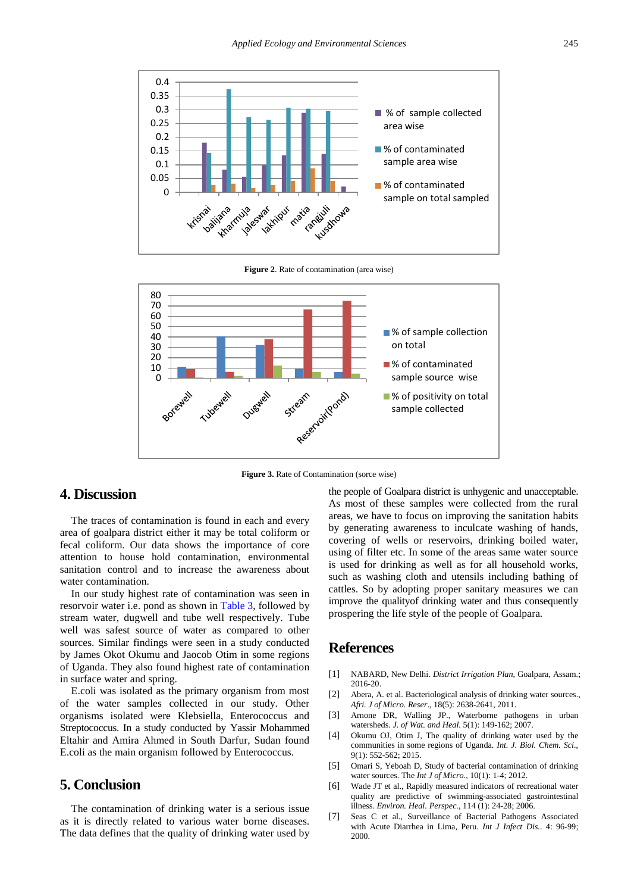Figure 2. Rate of contamination (area wise)

Figure 3. Rate of Contamination (sorce wise)

## 4. Discussion

The traces of contamination is found in each and every area of goalpara district either it may be total coliform or fecal coliform. Our data shows the importance of core attention to house hold contamination, environmental sanitation control and to increase the awareness about water contamination.

In our study highest rate of contamination was seen in resorvoir water i.e. pond as shown in Table 3, followed by stream water, dugwell and tube well respectively. Tube well was safest source of water as compared to other sources. Similar findings were seen in a study conducted by James Okot Okumu and Jaocob Otim in some regions of Uganda. They also found highest rate of contamination in surface water and spring.

E.coli was isolated as the primary organism from most of the water samples collected in our study. Other organisms isolated were Klebsiella, Enterococcus and Streptococcus. In a study conducted by Yassir Mohammed Eltahir and Amira Ahmed in South Darfur, Sudan found E.coli as the main organism followed by Enterococcus.

## 5. Conclusion

The contamination of drinking water is a serious issue as it is directly related to various water borne diseases. The data defines that the quality of drinking water used by the people of Goalpara district is unhygenic and unacceptable. As most of these samples were collected from the rural areas, we have to focus on improving the sanitation habits by generating awareness to inculcate washing of hands, covering of wells or reservoirs, drinking boiled water, using of filters etc. In some of the areas same water source is used for drinking as well as for all household works, such as washing cloth and utensils including bathing of cattles. So by adopting proper sanitary measures we can improve the qualityof drinking water and thus consequently prospering the life style of the people of Goalpara.

## References

[1] NABARD, New Delhi. *District Irrigation Plan*, Goalpara, Assam.; 2016-20.

[2] Abera, A. et al. Bacteriological analysis of drinking water sources., *Afri. J of Micro. Reser*., 18(5): 2638-2641, 2011.

[3] Arnone DR, Walling JP., Waterborne pathogens in urban watersheds. *J. of Wat. and Heal.* 5(1): 149-162; 2007.

[4] Okumu OJ, Otim J, The quality of drinking water used by the communities in some regions of Uganda. *Int. J. Biol. Chem. Sci*., 9(1): 552-562; 2015.

[5] Omari S, Yeboah D, Study of bacterial contamination of drinking water sources. The *Int J of Micro.*, 10(1): 1-4; 2012.

[6] Wade JT et al., Rapidly measured indicators of recreational water quality are predictive of swimming-associated gastrointestinal illness. *Environ. Heal. Perspec.*, 114 (1): 24-28; 2006.

[7] Seas C et al., Surveillance of Bacterial Pathogens Associated with Acute Diarrhea in Lima, Peru. *Int J Infect Dis.*. 4: 96-99; 2000.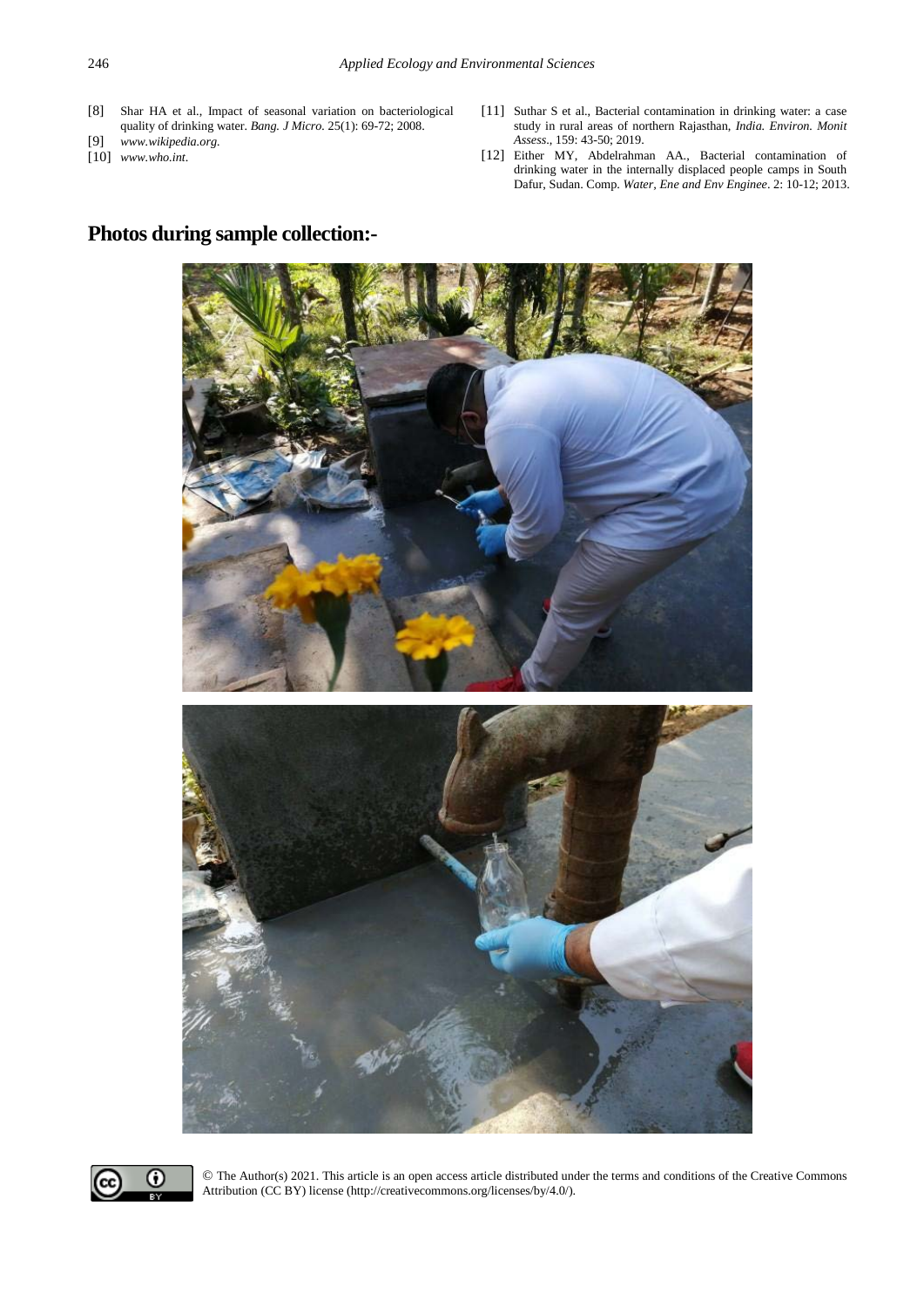[8] Shar HA et al., Impact of seasonal variation on bacteriological quality of drinking water. *Bang. J Micro*. 25(1): 69-72; 2008.

[9] *www.wikipedia.org*.

[10] *www.who.int*.

[11] Suthar S et al., Bacterial contamination in drinking water: a case study in rural areas of northern Rajasthan, *India. Environ. Monit Assess*., 159: 43-50; 2019.

[12] Either MY, Abdelrahman AA., Bacterial contamination of drinking water in the internally displaced people camps in South Dafur, Sudan. Comp. *Water, Ene and Env Enginee*. 2: 10-12; 2013.

## Photos during sample collection:-

© The Author(s) 2021. This article is an open access article distributed under the terms and conditions of the Creative Commons Attribution (CC BY) license (http://creativecommons.org/licenses/by/4.0/).